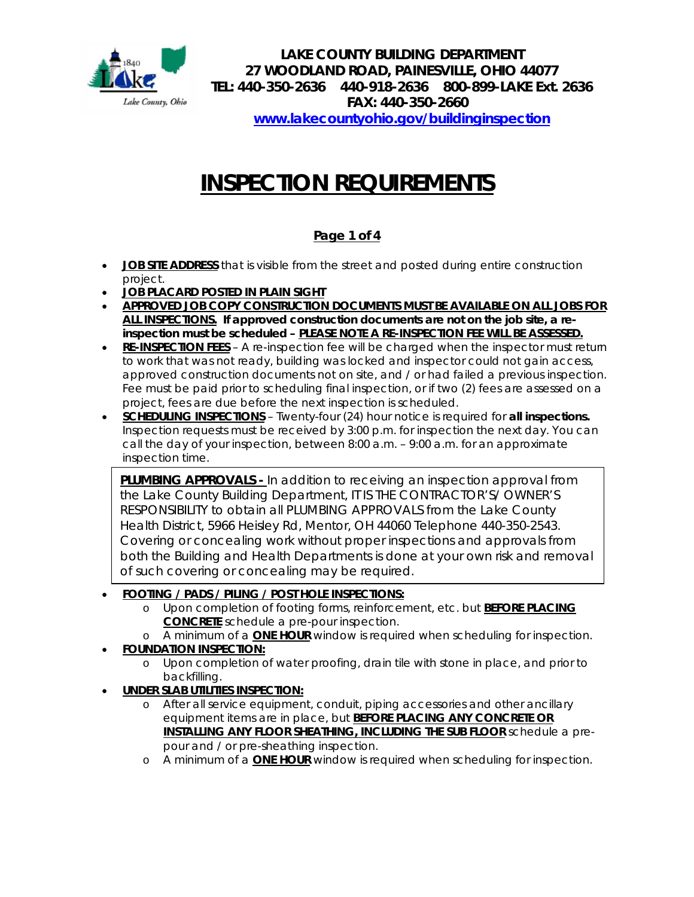**LAKE COUNTY BUILDING DEPARTMENT**
**27 WOODLAND ROAD, PAINESVILLE, OHIO 44077**
**TEL: 440-350-2636 440-918-2636 800-899-LAKE Ext. 2636**
**FAX: 440-350-2660**
**www.lakecountyohio.gov/buildinginspection**

# INSPECTION REQUIREMENTS

**Page 1 of 4**

- **JOB SITE ADDRESS** that is visible from the street and posted during entire construction project.
- **JOB PLACARD POSTED IN PLAIN SIGHT**
- **APPROVED JOB COPY CONSTRUCTION DOCUMENTS MUST BE AVAILABLE ON ALL JOBS FOR ALL INSPECTIONS. If approved construction documents are not on the job site, a re-inspection must be scheduled – PLEASE NOTE A RE-INSPECTION FEE WILL BE ASSESSED.**
- **RE-INSPECTION FEES** – A re-inspection fee will be charged when the inspector must return to work that was not ready, building was locked and inspector could not gain access, approved construction documents not on site, and / or had failed a previous inspection. Fee must be paid prior to scheduling final inspection, or if two (2) fees are assessed on a project, fees are due before the next inspection is scheduled.
- **SCHEDULING INSPECTIONS** – Twenty-four (24) hour notice is required for **all inspections.** Inspection requests must be received by 3:00 p.m. for inspection the next day. You can call the day of your inspection, between 8:00 a.m. – 9:00 a.m. for an approximate inspection time.

> **PLUMBING APPROVALS -** In addition to receiving an inspection approval from the Lake County Building Department, IT IS THE CONTRACTOR'S/ OWNER'S RESPONSIBILITY to obtain all PLUMBING APPROVALS from the Lake County Health District, 5966 Heisley Rd, Mentor, OH 44060 Telephone 440-350-2543. Covering or concealing work without proper inspections and approvals from both the Building and Health Departments is done at your own risk and removal of such covering or concealing may be required.

- **FOOTING / PADS / PILING / POST HOLE INSPECTIONS:**
  - Upon completion of footing forms, reinforcement, etc. but **BEFORE PLACING CONCRETE** schedule a pre-pour inspection.
  - A minimum of a **ONE HOUR** window is required when scheduling for inspection.
- **FOUNDATION INSPECTION:**
  - Upon completion of water proofing, drain tile with stone in place, and prior to backfilling.
- **UNDER SLAB UTILITIES INSPECTION:**
  - After all service equipment, conduit, piping accessories and other ancillary equipment items are in place, but **BEFORE PLACING ANY CONCRETE OR INSTALLING ANY FLOOR SHEATHING, INCLUDING THE SUB FLOOR** schedule a pre-pour and / or pre-sheathing inspection.
  - A minimum of a **ONE HOUR** window is required when scheduling for inspection.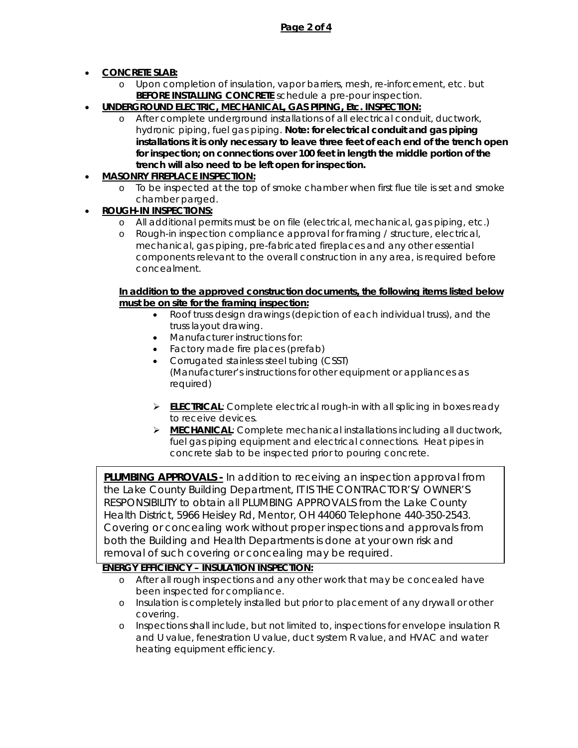- **CONCRETE SLAB:**
  - Upon completion of insulation, vapor barriers, mesh, re-inforcement, etc. but **BEFORE INSTALLING CONCRETE** schedule a pre-pour inspection.
- **UNDERGROUND ELECTRIC, MECHANICAL, GAS PIPING, Etc. INSPECTION:**
  - After complete underground installations of all electrical conduit, ductwork, hydronic piping, fuel gas piping. **Note: for electrical conduit and gas piping installations it is only necessary to leave three feet of each end of the trench open for inspection; on connections over 100 feet in length the middle portion of the trench will also need to be left open for inspection.**
- **MASONRY FIREPLACE INSPECTION:**
  - To be inspected at the top of smoke chamber when first flue tile is set and smoke chamber parged.
- **ROUGH-IN INSPECTIONS:**
  - All additional permits must be on file (electrical, mechanical, gas piping, etc.)
  - Rough-in inspection compliance approval for framing / structure, electrical, mechanical, gas piping, pre-fabricated fireplaces and any other essential components relevant to the overall construction in any area, is required before concealment.

  **In addition to the approved construction documents, the following items listed below must be on site for the framing inspection:**
  - Roof truss design drawings (depiction of each individual truss), and the truss layout drawing.
  - Manufacturer instructions for:
  - Factory made fire places (prefab)
  - Corrugated stainless steel tubing (CSST)
    (Manufacturer's instructions for other equipment or appliances as required)

  - **ELECTRICAL**: Complete electrical rough-in with all splicing in boxes ready to receive devices.
  - **MECHANICAL**: Complete mechanical installations including all ductwork, fuel gas piping equipment and electrical connections. Heat pipes in concrete slab to be inspected prior to pouring concrete.

**PLUMBING APPROVALS -** In addition to receiving an inspection approval from the Lake County Building Department, IT IS THE CONTRACTOR'S/ OWNER'S RESPONSIBILITY to obtain all PLUMBING APPROVALS from the Lake County Health District, 5966 Heisley Rd, Mentor, OH 44060 Telephone 440-350-2543. Covering or concealing work without proper inspections and approvals from both the Building and Health Departments is done at your own risk and removal of such covering or concealing may be required.

- **ENERGY EFFICIENCY – INSULATION INSPECTION:**
  - After all rough inspections and any other work that may be concealed have been inspected for compliance.
  - Insulation is completely installed but prior to placement of any drywall or other covering.
  - Inspections shall include, but not limited to, inspections for envelope insulation R and U value, fenestration U value, duct system R value, and HVAC and water heating equipment efficiency.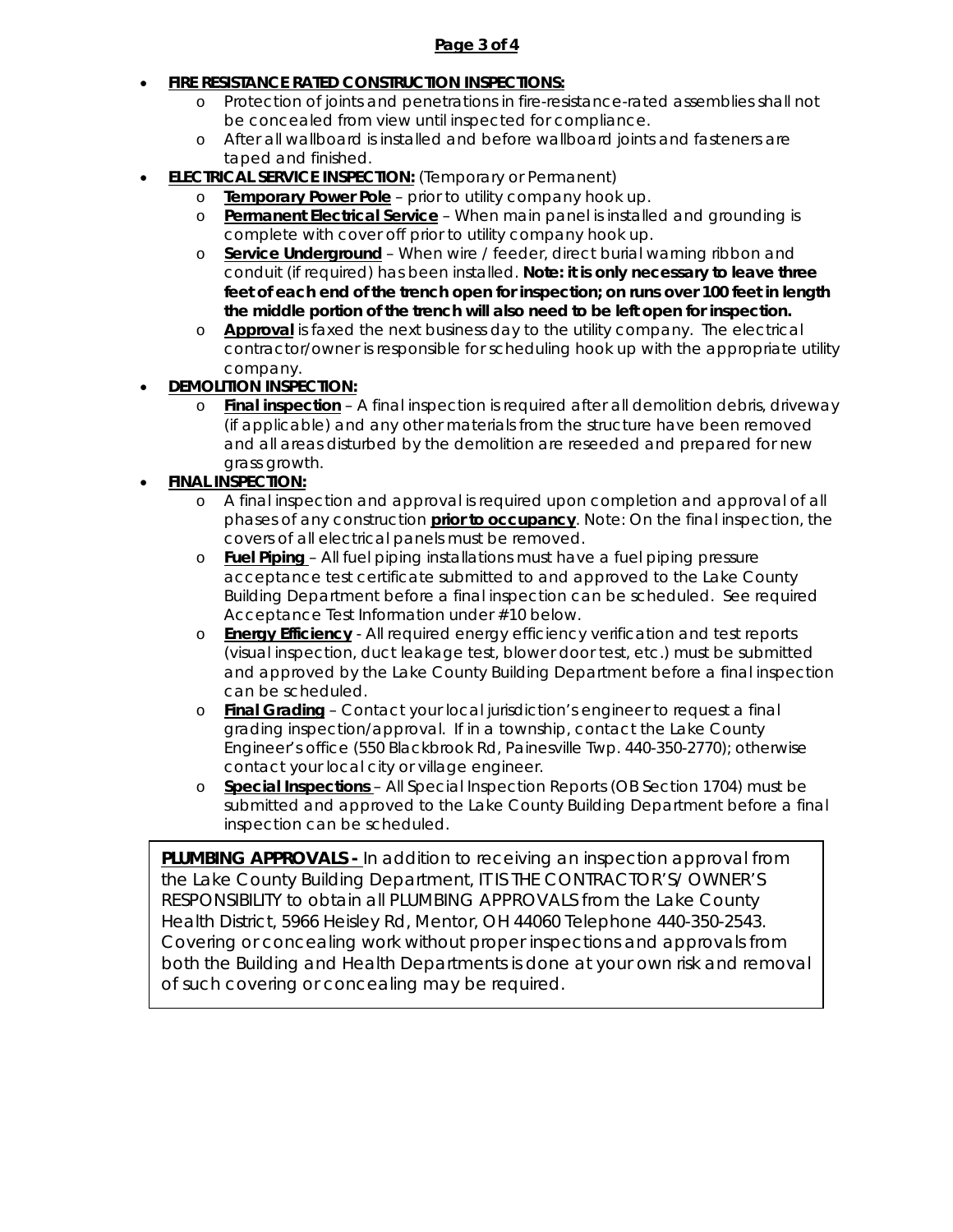- **FIRE RESISTANCE RATED CONSTRUCTION INSPECTIONS:**
  - Protection of joints and penetrations in fire-resistance-rated assemblies shall not be concealed from view until inspected for compliance.
  - After all wallboard is installed and before wallboard joints and fasteners are taped and finished.
- **ELECTRICAL SERVICE INSPECTION:** (Temporary or Permanent)
  - **Temporary Power Pole** – prior to utility company hook up.
  - **Permanent Electrical Service** – When main panel is installed and grounding is complete with cover off prior to utility company hook up.
  - **Service Underground** – When wire / feeder, direct burial warning ribbon and conduit (if required) has been installed. **Note: it is only necessary to leave three feet of each end of the trench open for inspection; on runs over 100 feet in length the middle portion of the trench will also need to be left open for inspection.**
  - **Approval** is faxed the next business day to the utility company. The electrical contractor/owner is responsible for scheduling hook up with the appropriate utility company.
- **DEMOLITION INSPECTION:**
  - **Final inspection** – A final inspection is required after all demolition debris, driveway (if applicable) and any other materials from the structure have been removed and all areas disturbed by the demolition are reseeded and prepared for new grass growth.
- **FINAL INSPECTION:**
  - A final inspection and approval is required upon completion and approval of all phases of any construction **prior to occupancy**. Note: On the final inspection, the covers of all electrical panels must be removed.
  - **Fuel Piping** – All fuel piping installations must have a fuel piping pressure acceptance test certificate submitted to and approved to the Lake County Building Department before a final inspection can be scheduled. See required Acceptance Test Information under #10 below.
  - **Energy Efficiency** - All required energy efficiency verification and test reports (visual inspection, duct leakage test, blower door test, etc.) must be submitted and approved by the Lake County Building Department before a final inspection can be scheduled.
  - **Final Grading** – Contact your local jurisdiction's engineer to request a final grading inspection/approval. If in a township, contact the Lake County Engineer's office (550 Blackbrook Rd, Painesville Twp. 440-350-2770); otherwise contact your local city or village engineer.
  - **Special Inspections** – All Special Inspection Reports (OB Section 1704) must be submitted and approved to the Lake County Building Department before a final inspection can be scheduled.

**PLUMBING APPROVALS -** In addition to receiving an inspection approval from the Lake County Building Department, IT IS THE CONTRACTOR'S/ OWNER'S RESPONSIBILITY to obtain all PLUMBING APPROVALS from the Lake County Health District, 5966 Heisley Rd, Mentor, OH 44060 Telephone 440-350-2543. Covering or concealing work without proper inspections and approvals from both the Building and Health Departments is done at your own risk and removal of such covering or concealing may be required.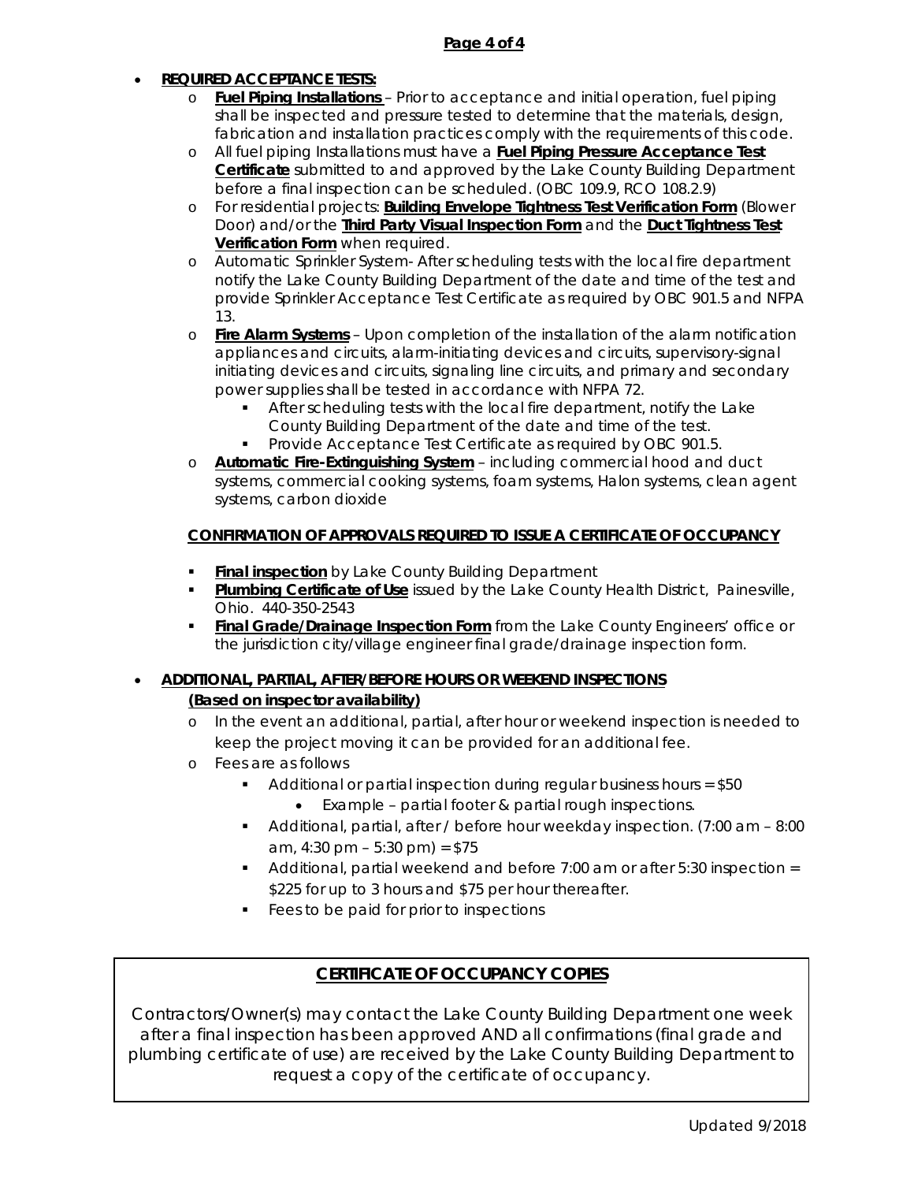- **REQUIRED ACCEPTANCE TESTS:**
  - **Fuel Piping Installations** – Prior to acceptance and initial operation, fuel piping shall be inspected and pressure tested to determine that the materials, design, fabrication and installation practices comply with the requirements of this code.
  - All fuel piping Installations must have a **Fuel Piping Pressure Acceptance Test Certificate** submitted to and approved by the Lake County Building Department before a final inspection can be scheduled. (OBC 109.9, RCO 108.2.9)
  - For residential projects: **Building Envelope Tightness Test Verification Form** (Blower Door) and/or the **Third Party Visual Inspection Form** and the **Duct Tightness Test Verification Form** when required.
  - Automatic Sprinkler System- After scheduling tests with the local fire department notify the Lake County Building Department of the date and time of the test and provide Sprinkler Acceptance Test Certificate as required by OBC 901.5 and NFPA 13.
  - **Fire Alarm Systems** – Upon completion of the installation of the alarm notification appliances and circuits, alarm-initiating devices and circuits, supervisory-signal initiating devices and circuits, signaling line circuits, and primary and secondary power supplies shall be tested in accordance with NFPA 72.
    - After scheduling tests with the local fire department, notify the Lake County Building Department of the date and time of the test.
    - Provide Acceptance Test Certificate as required by OBC 901.5.
  - **Automatic Fire-Extinguishing System** – including commercial hood and duct systems, commercial cooking systems, foam systems, Halon systems, clean agent systems, carbon dioxide

  **CONFIRMATION OF APPROVALS REQUIRED TO ISSUE A CERTIFICATE OF OCCUPANCY**

  - **Final inspection** by Lake County Building Department
  - **Plumbing Certificate of Use** issued by the Lake County Health District, Painesville, Ohio. 440-350-2543
  - **Final Grade/Drainage Inspection Form** from the Lake County Engineers' office or the jurisdiction city/village engineer final grade/drainage inspection form.

- **ADDITIONAL, PARTIAL, AFTER/BEFORE HOURS OR WEEKEND INSPECTIONS (Based on inspector availability)**
  - In the event an additional, partial, after hour or weekend inspection is needed to keep the project moving it can be provided for an additional fee.
  - Fees are as follows
    - Additional or partial inspection during regular business hours = $50
      - Example – partial footer & partial rough inspections.
    - Additional, partial, after / before hour weekday inspection. (7:00 am – 8:00 am, 4:30 pm – 5:30 pm) = $75
    - Additional, partial weekend and before 7:00 am or after 5:30 inspection = $225 for up to 3 hours and $75 per hour thereafter.
    - Fees to be paid for prior to inspections

**CERTIFICATE OF OCCUPANCY COPIES**

Contractors/Owner(s) may contact the Lake County Building Department one week after a final inspection has been approved AND all confirmations (final grade and plumbing certificate of use) are received by the Lake County Building Department to request a copy of the certificate of occupancy.

Updated 9/2018